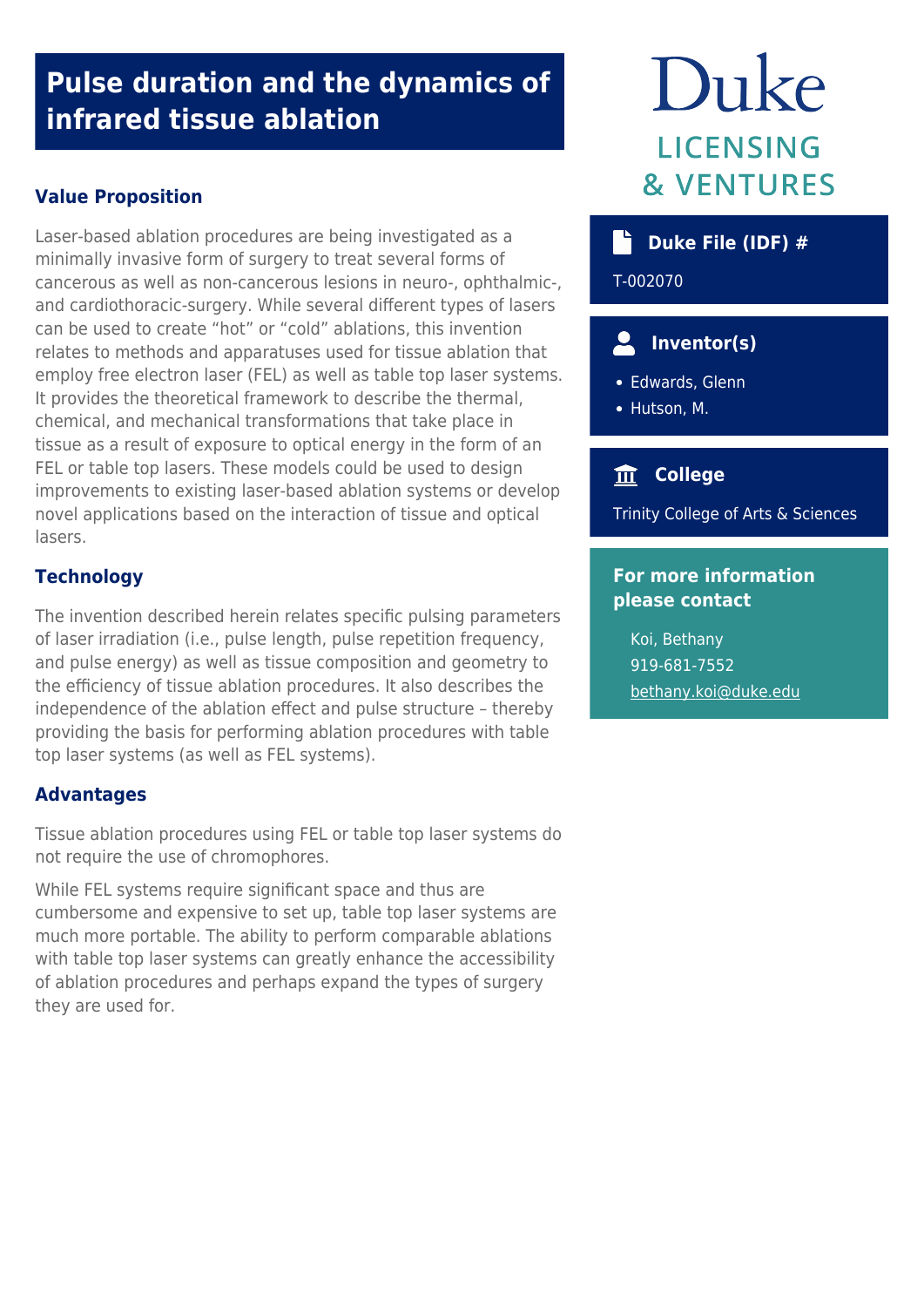# Pulse duration and the dynamics of infrared tissue ablation

## Value Proposition

Laser-based ablation procedures are being investigated as a minimally invasive form of surgery to treat several forms of cancerous as well as non-cancerous lesions in neuro-, ophthalmic-, and cardiothoracic-surgery. While several different types of lasers can be used to create "hot" or "cold" ablations, this invention relates to methods and apparatuses used for tissue ablation that employ free electron laser (FEL) as well as table top laser systems. It provides the theoretical framework to describe the thermal, chemical, and mechanical transformations that take place in tissue as a result of exposure to optical energy in the form of an FEL or table top lasers. These models could be used to design improvements to existing laser-based ablation systems or develop novel applications based on the interaction of tissue and optical lasers.

## Technology

The invention described herein relates specific pulsing parameters of laser irradiation (i.e., pulse length, pulse repetition frequency, and pulse energy) as well as tissue composition and geometry to the efficiency of tissue ablation procedures. It also describes the independence of the ablation effect and pulse structure – thereby providing the basis for performing ablation procedures with table top laser systems (as well as FEL systems).

## Advantages

Tissue ablation procedures using FEL or table top laser systems do not require the use of chromophores.

While FEL systems require significant space and thus are cumbersome and expensive to set up, table top laser systems are much more portable. The ability to perform comparable ablations with table top laser systems can greatly enhance the accessibility of ablation procedures and perhaps expand the types of surgery they are used for.

Duke
LICENSING
& VENTURES

### Duke File (IDF) #

T-002070

### Inventor(s)

- Edwards, Glenn
- Hutson, M.

### College

Trinity College of Arts & Sciences

### For more information please contact

Koi, Bethany
919-681-7552
bethany.koi@duke.edu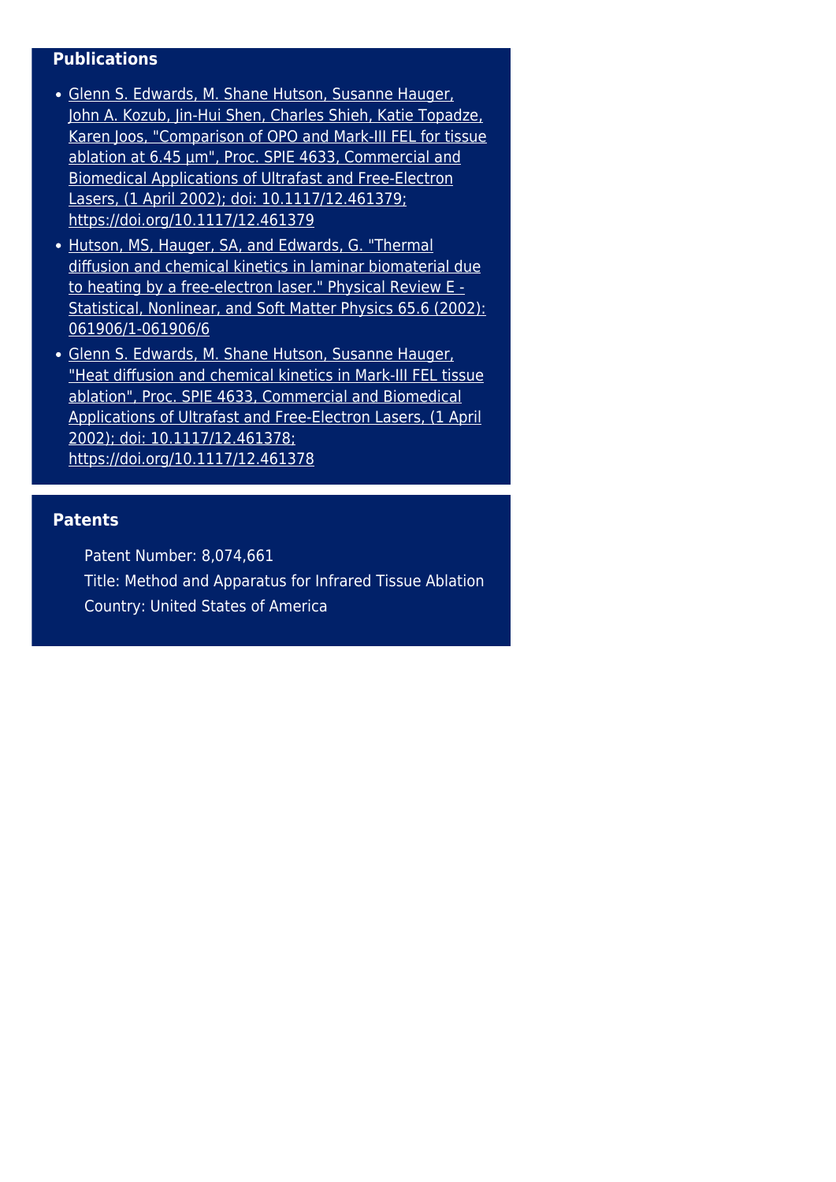## Publications

- Glenn S. Edwards, M. Shane Hutson, Susanne Hauger, John A. Kozub, Jin-Hui Shen, Charles Shieh, Katie Topadze, Karen Joos, "Comparison of OPO and Mark-III FEL for tissue ablation at 6.45 µm", Proc. SPIE 4633, Commercial and Biomedical Applications of Ultrafast and Free-Electron Lasers, (1 April 2002); doi: 10.1117/12.461379; https://doi.org/10.1117/12.461379
- Hutson, MS, Hauger, SA, and Edwards, G. "Thermal diffusion and chemical kinetics in laminar biomaterial due to heating by a free-electron laser." Physical Review E - Statistical, Nonlinear, and Soft Matter Physics 65.6 (2002): 061906/1-061906/6
- Glenn S. Edwards, M. Shane Hutson, Susanne Hauger, "Heat diffusion and chemical kinetics in Mark-III FEL tissue ablation", Proc. SPIE 4633, Commercial and Biomedical Applications of Ultrafast and Free-Electron Lasers, (1 April 2002); doi: 10.1117/12.461378; https://doi.org/10.1117/12.461378

## Patents

Patent Number: 8,074,661

Title: Method and Apparatus for Infrared Tissue Ablation

Country: United States of America